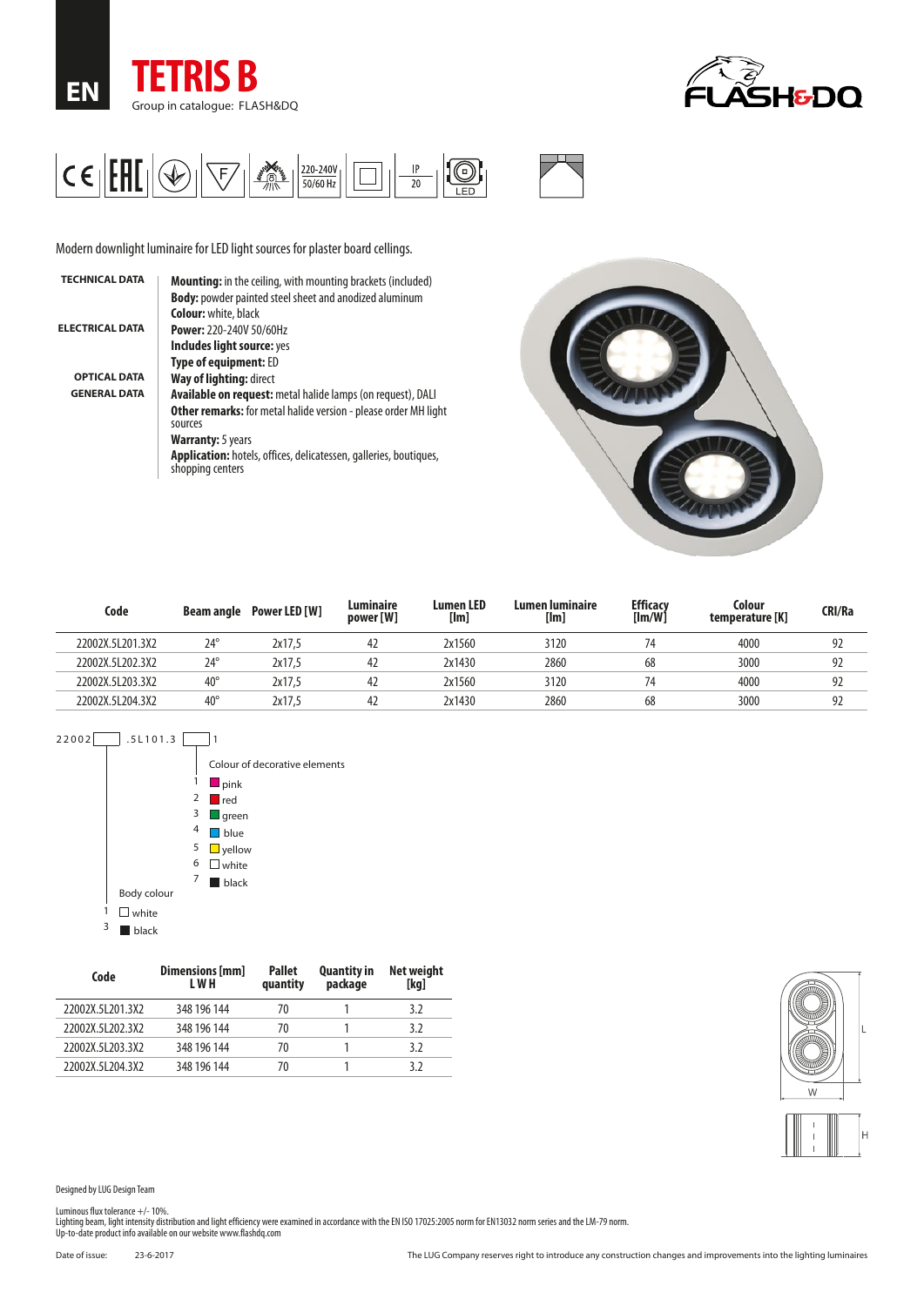# EN TETRIS B

Group in catalogue: FLASH&DQ

220-240V 50/60 Hz | IP 20 | LED

Modern downlight luminaire for LED light sources for plaster board cellings.

**TECHNICAL DATA**

**Mounting:** in the ceiling, with mounting brackets (included)
**Body:** powder painted steel sheet and anodized aluminum
**Colour:** white, black

**ELECTRICAL DATA**

**Power:** 220-240V 50/60Hz
**Includes light source:** yes
**Type of equipment:** ED

**OPTICAL DATA**

**Way of lighting:** direct

**GENERAL DATA**

**Available on request:** metal halide lamps (on request), DALI
**Other remarks:** for metal halide version - please order MH light sources
**Warranty:** 5 years
**Application:** hotels, offices, delicatessen, galleries, boutiques, shopping centers

| Code | Beam angle | Power LED [W] | Luminaire power [W] | Lumen LED [lm] | Lumen luminaire [lm] | Efficacy [lm/W] | Colour temperature [K] | CRI/Ra |
|---|---|---|---|---|---|---|---|---|
| 22002X.5L201.3X2 | 24° | 2x17,5 | 42 | 2x1560 | 3120 | 74 | 4000 | 92 |
| 22002X.5L202.3X2 | 24° | 2x17,5 | 42 | 2x1430 | 2860 | 68 | 3000 | 92 |
| 22002X.5L203.3X2 | 40° | 2x17,5 | 42 | 2x1560 | 3120 | 74 | 4000 | 92 |
| 22002X.5L204.3X2 | 40° | 2x17,5 | 42 | 2x1430 | 2860 | 68 | 3000 | 92 |

22002[ ].5L101.3[ ]1

Colour of decorative elements
- 1 pink
- 2 red
- 3 green
- 4 blue
- 5 yellow
- 6 white
- 7 black

Body colour
- 1 white
- 3 black

| Code | Dimensions [mm] L W H | Pallet quantity | Quantity in package | Net weight [kg] |
|---|---|---|---|---|
| 22002X.5L201.3X2 | 348 196 144 | 70 | 1 | 3.2 |
| 22002X.5L202.3X2 | 348 196 144 | 70 | 1 | 3.2 |
| 22002X.5L203.3X2 | 348 196 144 | 70 | 1 | 3.2 |
| 22002X.5L204.3X2 | 348 196 144 | 70 | 1 | 3.2 |

L W H

Designed by LUG Design Team

Luminous flux tolerance +/- 10%.
Lighting beam, light intensity distribution and light efficiency were examined in accordance with the EN ISO 17025:2005 norm for EN13032 norm series and the LM-79 norm.
Up-to-date product info available on our website www.flashdq.com

Date of issue: 23-6-2017

The LUG Company reserves right to introduce any construction changes and improvements into the lighting luminaires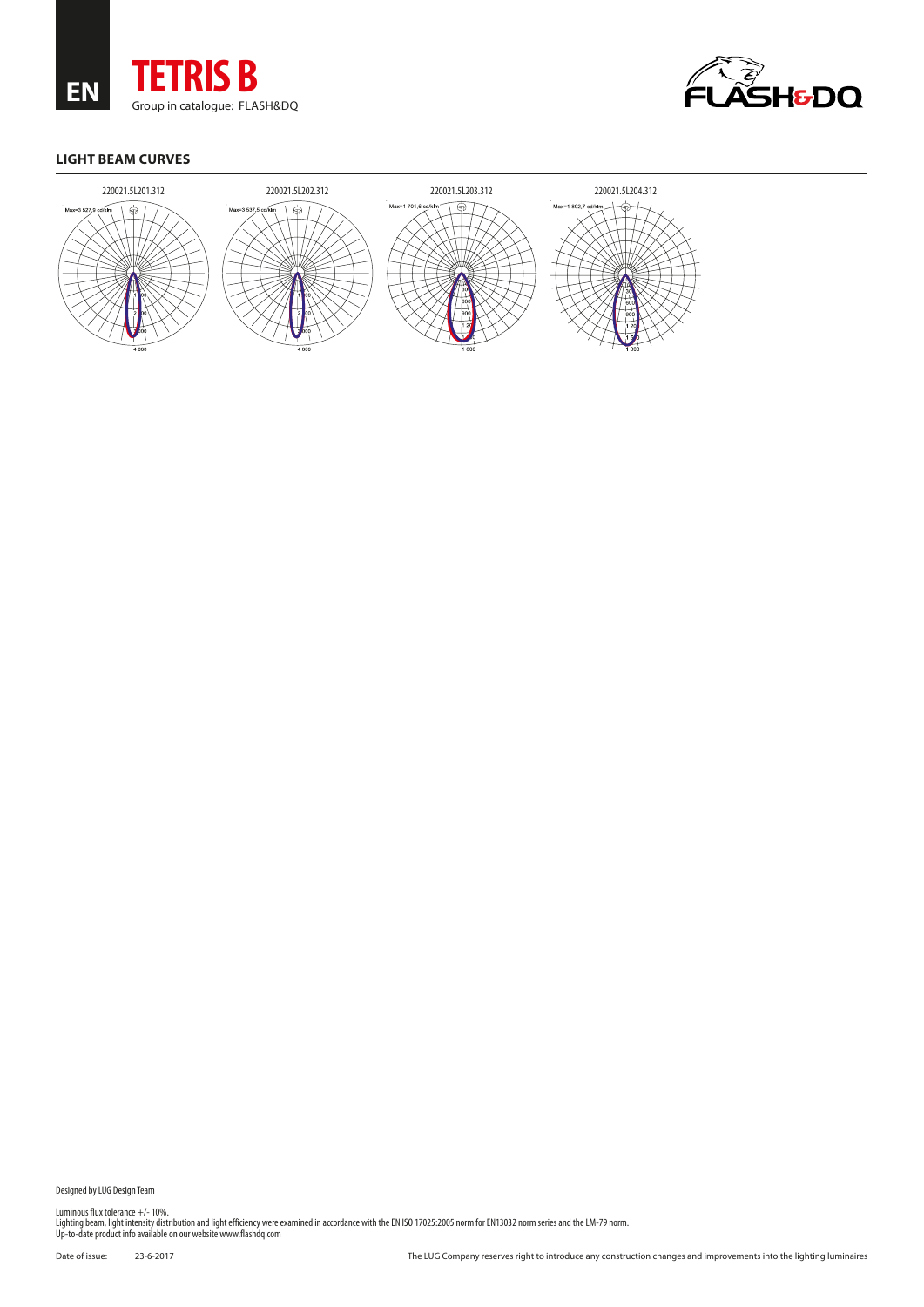EN

# TETRIS B

Group in catalogue: FLASH&DQ

## LIGHT BEAM CURVES

220021.5L201.312

Max=3 527,9 cd/klm

1 000
2 000
3 000
4 000

220021.5L202.312

Max=3 537,5 cd/klm

1 000
2 000
3 000
4 000

220021.5L203.312

Max=1 701,6 cd/klm

300
600
900
1 200
1 500
1 800

220021.5L204.312

Max=1 802,7 cd/klm

300
600
900
1 200
1 500
1 800

Designed by LUG Design Team

Luminous flux tolerance +/- 10%.
Lighting beam, light intensity distribution and light efficiency were examined in accordance with the EN ISO 17025:2005 norm for EN13032 norm series and the LM-79 norm.
Up-to-date product info available on our website www.flashdq.com

Date of issue: 23-6-2017

The LUG Company reserves right to introduce any construction changes and improvements into the lighting luminaires